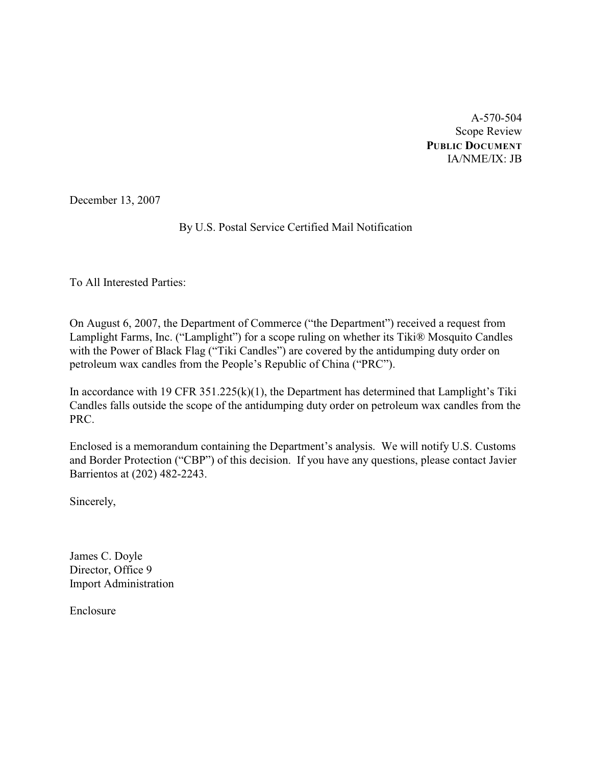A-570-504
Scope Review
**PUBLIC DOCUMENT**
IA/NME/IX: JB

December 13, 2007

By U.S. Postal Service Certified Mail Notification

To All Interested Parties:

On August 6, 2007, the Department of Commerce ("the Department") received a request from Lamplight Farms, Inc. ("Lamplight") for a scope ruling on whether its Tiki® Mosquito Candles with the Power of Black Flag ("Tiki Candles") are covered by the antidumping duty order on petroleum wax candles from the People's Republic of China ("PRC").

In accordance with 19 CFR 351.225(k)(1), the Department has determined that Lamplight's Tiki Candles falls outside the scope of the antidumping duty order on petroleum wax candles from the PRC.

Enclosed is a memorandum containing the Department's analysis. We will notify U.S. Customs and Border Protection ("CBP") of this decision. If you have any questions, please contact Javier Barrientos at (202) 482-2243.

Sincerely,

James C. Doyle
Director, Office 9
Import Administration

Enclosure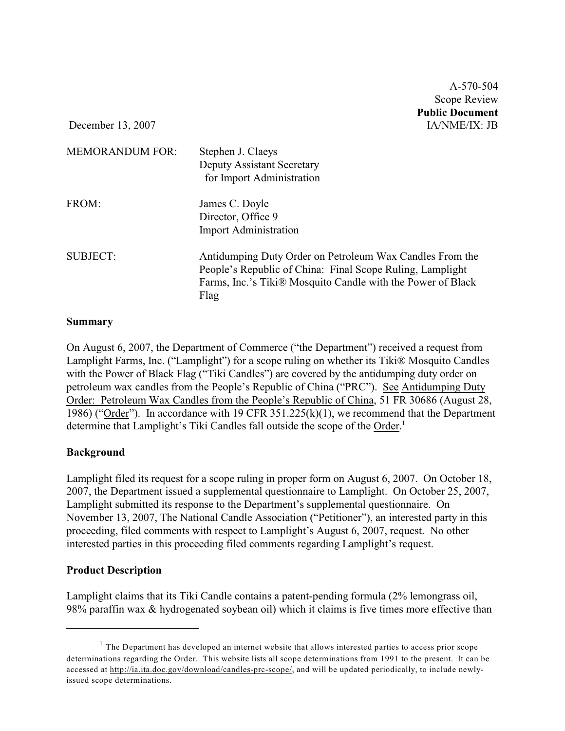A-570-504
Scope Review
**Public Document**
IA/NME/IX: JB

December 13, 2007

MEMORANDUM FOR: Stephen J. Claeys
Deputy Assistant Secretary
for Import Administration

FROM: James C. Doyle
Director, Office 9
Import Administration

SUBJECT: Antidumping Duty Order on Petroleum Wax Candles From the People's Republic of China: Final Scope Ruling, Lamplight Farms, Inc.'s Tiki® Mosquito Candle with the Power of Black Flag

**Summary**

On August 6, 2007, the Department of Commerce ("the Department") received a request from Lamplight Farms, Inc. ("Lamplight") for a scope ruling on whether its Tiki® Mosquito Candles with the Power of Black Flag ("Tiki Candles") are covered by the antidumping duty order on petroleum wax candles from the People's Republic of China ("PRC"). See Antidumping Duty Order: Petroleum Wax Candles from the People's Republic of China, 51 FR 30686 (August 28, 1986) ("Order"). In accordance with 19 CFR 351.225(k)(1), we recommend that the Department determine that Lamplight's Tiki Candles fall outside the scope of the Order.[1]

**Background**

Lamplight filed its request for a scope ruling in proper form on August 6, 2007. On October 18, 2007, the Department issued a supplemental questionnaire to Lamplight. On October 25, 2007, Lamplight submitted its response to the Department's supplemental questionnaire. On November 13, 2007, The National Candle Association ("Petitioner"), an interested party in this proceeding, filed comments with respect to Lamplight's August 6, 2007, request. No other interested parties in this proceeding filed comments regarding Lamplight's request.

**Product Description**

Lamplight claims that its Tiki Candle contains a patent-pending formula (2% lemongrass oil, 98% paraffin wax & hydrogenated soybean oil) which it claims is five times more effective than

---

[1] The Department has developed an internet website that allows interested parties to access prior scope determinations regarding the Order. This website lists all scope determinations from 1991 to the present. It can be accessed at http://ia.ita.doc.gov/download/candles-prc-scope/, and will be updated periodically, to include newly-issued scope determinations.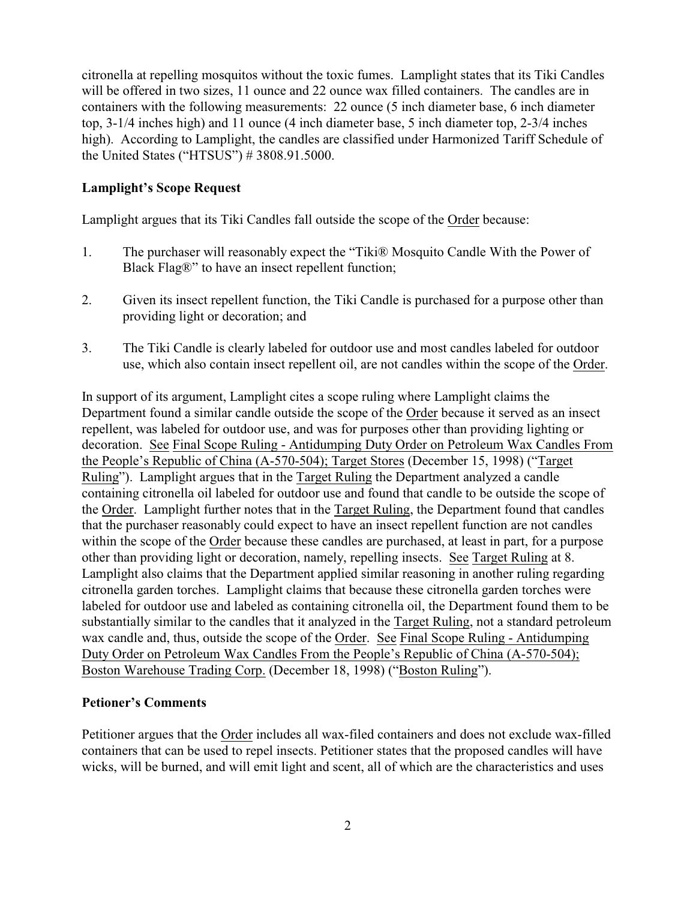citronella at repelling mosquitos without the toxic fumes. Lamplight states that its Tiki Candles will be offered in two sizes, 11 ounce and 22 ounce wax filled containers. The candles are in containers with the following measurements: 22 ounce (5 inch diameter base, 6 inch diameter top, 3-1/4 inches high) and 11 ounce (4 inch diameter base, 5 inch diameter top, 2-3/4 inches high). According to Lamplight, the candles are classified under Harmonized Tariff Schedule of the United States ("HTSUS") # 3808.91.5000.

**Lamplight's Scope Request**

Lamplight argues that its Tiki Candles fall outside the scope of the Order because:

1. The purchaser will reasonably expect the "Tiki® Mosquito Candle With the Power of Black Flag®" to have an insect repellent function;

2. Given its insect repellent function, the Tiki Candle is purchased for a purpose other than providing light or decoration; and

3. The Tiki Candle is clearly labeled for outdoor use and most candles labeled for outdoor use, which also contain insect repellent oil, are not candles within the scope of the Order.

In support of its argument, Lamplight cites a scope ruling where Lamplight claims the Department found a similar candle outside the scope of the Order because it served as an insect repellent, was labeled for outdoor use, and was for purposes other than providing lighting or decoration. See Final Scope Ruling - Antidumping Duty Order on Petroleum Wax Candles From the People's Republic of China (A-570-504); Target Stores (December 15, 1998) ("Target Ruling"). Lamplight argues that in the Target Ruling the Department analyzed a candle containing citronella oil labeled for outdoor use and found that candle to be outside the scope of the Order. Lamplight further notes that in the Target Ruling, the Department found that candles that the purchaser reasonably could expect to have an insect repellent function are not candles within the scope of the Order because these candles are purchased, at least in part, for a purpose other than providing light or decoration, namely, repelling insects. See Target Ruling at 8. Lamplight also claims that the Department applied similar reasoning in another ruling regarding citronella garden torches. Lamplight claims that because these citronella garden torches were labeled for outdoor use and labeled as containing citronella oil, the Department found them to be substantially similar to the candles that it analyzed in the Target Ruling, not a standard petroleum wax candle and, thus, outside the scope of the Order. See Final Scope Ruling - Antidumping Duty Order on Petroleum Wax Candles From the People's Republic of China (A-570-504); Boston Warehouse Trading Corp. (December 18, 1998) ("Boston Ruling").

**Petioner's Comments**

Petitioner argues that the Order includes all wax-filed containers and does not exclude wax-filled containers that can be used to repel insects. Petitioner states that the proposed candles will have wicks, will be burned, and will emit light and scent, all of which are the characteristics and uses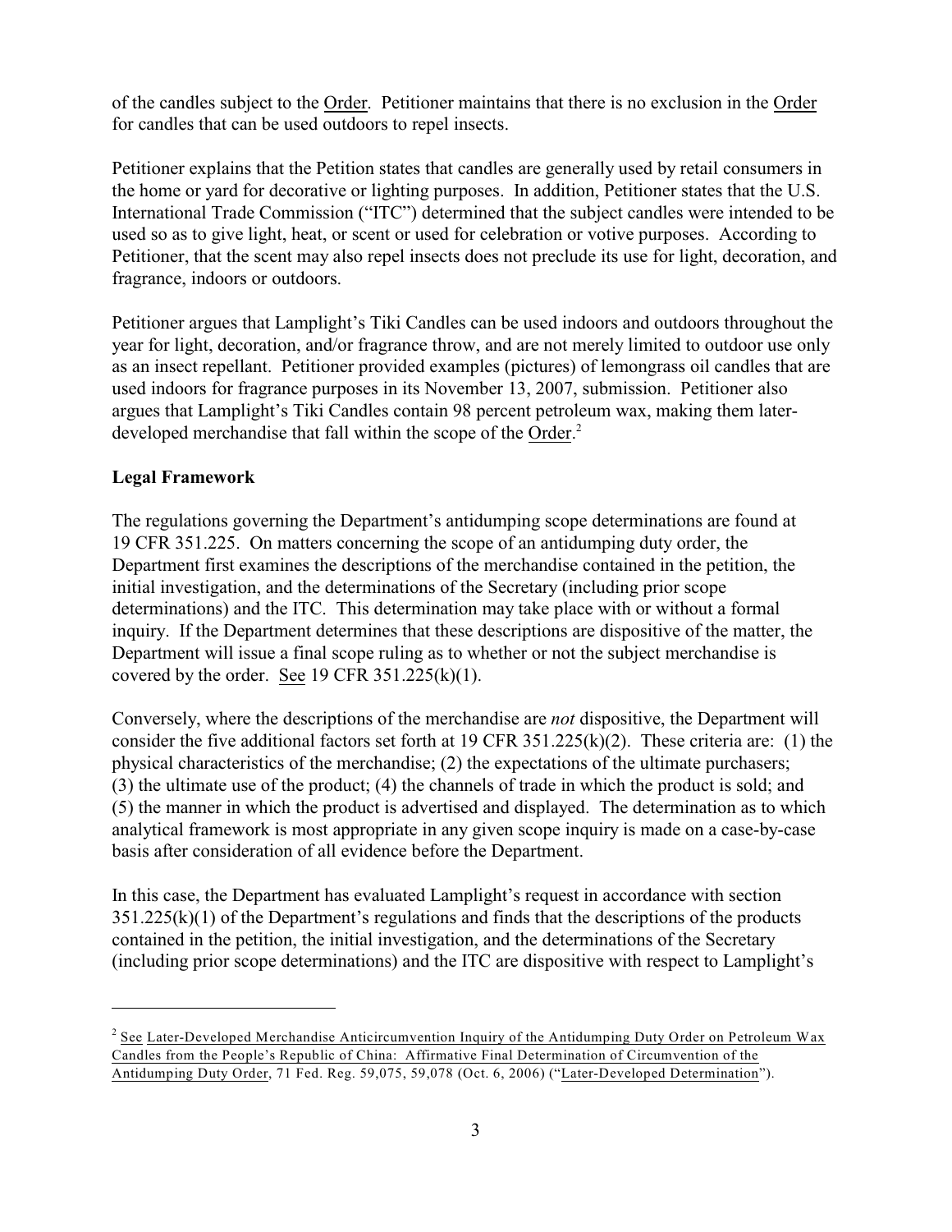of the candles subject to the Order. Petitioner maintains that there is no exclusion in the Order for candles that can be used outdoors to repel insects.

Petitioner explains that the Petition states that candles are generally used by retail consumers in the home or yard for decorative or lighting purposes. In addition, Petitioner states that the U.S. International Trade Commission ("ITC") determined that the subject candles were intended to be used so as to give light, heat, or scent or used for celebration or votive purposes. According to Petitioner, that the scent may also repel insects does not preclude its use for light, decoration, and fragrance, indoors or outdoors.

Petitioner argues that Lamplight's Tiki Candles can be used indoors and outdoors throughout the year for light, decoration, and/or fragrance throw, and are not merely limited to outdoor use only as an insect repellant. Petitioner provided examples (pictures) of lemongrass oil candles that are used indoors for fragrance purposes in its November 13, 2007, submission. Petitioner also argues that Lamplight's Tiki Candles contain 98 percent petroleum wax, making them later-developed merchandise that fall within the scope of the Order.[2]

**Legal Framework**

The regulations governing the Department's antidumping scope determinations are found at 19 CFR 351.225. On matters concerning the scope of an antidumping duty order, the Department first examines the descriptions of the merchandise contained in the petition, the initial investigation, and the determinations of the Secretary (including prior scope determinations) and the ITC. This determination may take place with or without a formal inquiry. If the Department determines that these descriptions are dispositive of the matter, the Department will issue a final scope ruling as to whether or not the subject merchandise is covered by the order. See 19 CFR 351.225(k)(1).

Conversely, where the descriptions of the merchandise are *not* dispositive, the Department will consider the five additional factors set forth at 19 CFR 351.225(k)(2). These criteria are: (1) the physical characteristics of the merchandise; (2) the expectations of the ultimate purchasers; (3) the ultimate use of the product; (4) the channels of trade in which the product is sold; and (5) the manner in which the product is advertised and displayed. The determination as to which analytical framework is most appropriate in any given scope inquiry is made on a case-by-case basis after consideration of all evidence before the Department.

In this case, the Department has evaluated Lamplight's request in accordance with section 351.225(k)(1) of the Department's regulations and finds that the descriptions of the products contained in the petition, the initial investigation, and the determinations of the Secretary (including prior scope determinations) and the ITC are dispositive with respect to Lamplight's

---

[2] See Later-Developed Merchandise Anticircumvention Inquiry of the Antidumping Duty Order on Petroleum Wax Candles from the People's Republic of China: Affirmative Final Determination of Circumvention of the Antidumping Duty Order, 71 Fed. Reg. 59,075, 59,078 (Oct. 6, 2006) ("Later-Developed Determination").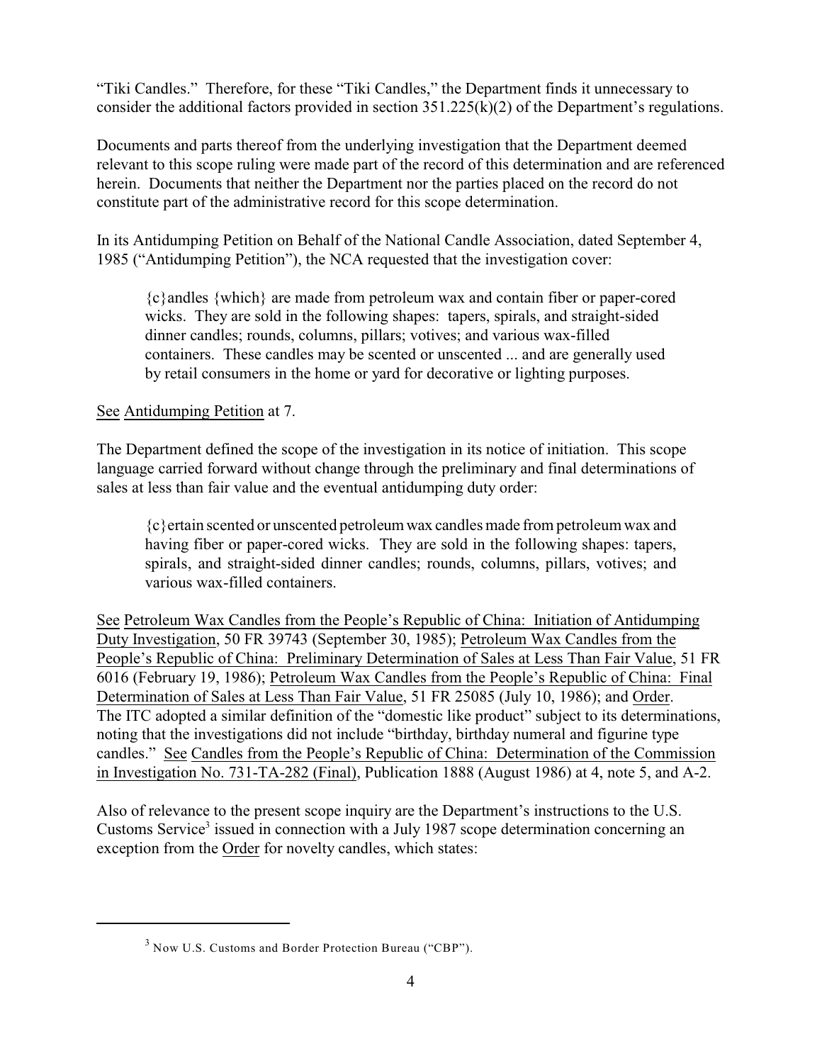"Tiki Candles." Therefore, for these "Tiki Candles," the Department finds it unnecessary to consider the additional factors provided in section 351.225(k)(2) of the Department's regulations.

Documents and parts thereof from the underlying investigation that the Department deemed relevant to this scope ruling were made part of the record of this determination and are referenced herein. Documents that neither the Department nor the parties placed on the record do not constitute part of the administrative record for this scope determination.

In its Antidumping Petition on Behalf of the National Candle Association, dated September 4, 1985 ("Antidumping Petition"), the NCA requested that the investigation cover:

> {c}andles {which} are made from petroleum wax and contain fiber or paper-cored wicks. They are sold in the following shapes: tapers, spirals, and straight-sided dinner candles; rounds, columns, pillars; votives; and various wax-filled containers. These candles may be scented or unscented ... and are generally used by retail consumers in the home or yard for decorative or lighting purposes.

See Antidumping Petition at 7.

The Department defined the scope of the investigation in its notice of initiation. This scope language carried forward without change through the preliminary and final determinations of sales at less than fair value and the eventual antidumping duty order:

> {c}ertain scented or unscented petroleum wax candles made from petroleum wax and having fiber or paper-cored wicks. They are sold in the following shapes: tapers, spirals, and straight-sided dinner candles; rounds, columns, pillars, votives; and various wax-filled containers.

See Petroleum Wax Candles from the People's Republic of China: Initiation of Antidumping Duty Investigation, 50 FR 39743 (September 30, 1985); Petroleum Wax Candles from the People's Republic of China: Preliminary Determination of Sales at Less Than Fair Value, 51 FR 6016 (February 19, 1986); Petroleum Wax Candles from the People's Republic of China: Final Determination of Sales at Less Than Fair Value, 51 FR 25085 (July 10, 1986); and Order. The ITC adopted a similar definition of the "domestic like product" subject to its determinations, noting that the investigations did not include "birthday, birthday numeral and figurine type candles." See Candles from the People's Republic of China: Determination of the Commission in Investigation No. 731-TA-282 (Final), Publication 1888 (August 1986) at 4, note 5, and A-2.

Also of relevance to the present scope inquiry are the Department's instructions to the U.S. Customs Service[3] issued in connection with a July 1987 scope determination concerning an exception from the Order for novelty candles, which states:

[3] Now U.S. Customs and Border Protection Bureau ("CBP").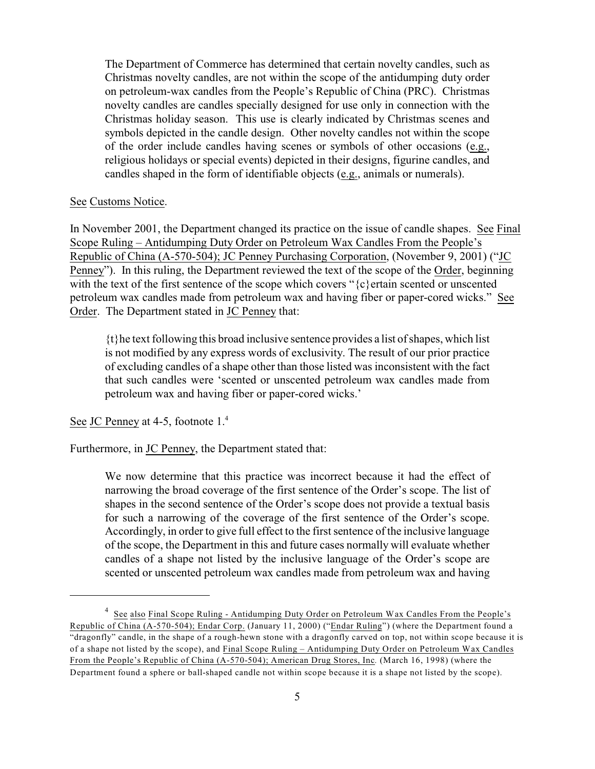> The Department of Commerce has determined that certain novelty candles, such as Christmas novelty candles, are not within the scope of the antidumping duty order on petroleum-wax candles from the People's Republic of China (PRC). Christmas novelty candles are candles specially designed for use only in connection with the Christmas holiday season. This use is clearly indicated by Christmas scenes and symbols depicted in the candle design. Other novelty candles not within the scope of the order include candles having scenes or symbols of other occasions (e.g., religious holidays or special events) depicted in their designs, figurine candles, and candles shaped in the form of identifiable objects (e.g., animals or numerals).

See Customs Notice.

In November 2001, the Department changed its practice on the issue of candle shapes. See Final Scope Ruling – Antidumping Duty Order on Petroleum Wax Candles From the People's Republic of China (A-570-504); JC Penney Purchasing Corporation, (November 9, 2001) ("JC Penney"). In this ruling, the Department reviewed the text of the scope of the Order, beginning with the text of the first sentence of the scope which covers "{c}ertain scented or unscented petroleum wax candles made from petroleum wax and having fiber or paper-cored wicks." See Order. The Department stated in JC Penney that:

> {t}he text following this broad inclusive sentence provides a list of shapes, which list is not modified by any express words of exclusivity. The result of our prior practice of excluding candles of a shape other than those listed was inconsistent with the fact that such candles were 'scented or unscented petroleum wax candles made from petroleum wax and having fiber or paper-cored wicks.'

See JC Penney at 4-5, footnote 1.[4]

Furthermore, in JC Penney, the Department stated that:

> We now determine that this practice was incorrect because it had the effect of narrowing the broad coverage of the first sentence of the Order's scope. The list of shapes in the second sentence of the Order's scope does not provide a textual basis for such a narrowing of the coverage of the first sentence of the Order's scope. Accordingly, in order to give full effect to the first sentence of the inclusive language of the scope, the Department in this and future cases normally will evaluate whether candles of a shape not listed by the inclusive language of the Order's scope are scented or unscented petroleum wax candles made from petroleum wax and having

---

[4] See also Final Scope Ruling - Antidumping Duty Order on Petroleum Wax Candles From the People's Republic of China (A-570-504); Endar Corp. (January 11, 2000) ("Endar Ruling") (where the Department found a "dragonfly" candle, in the shape of a rough-hewn stone with a dragonfly carved on top, not within scope because it is of a shape not listed by the scope), and Final Scope Ruling – Antidumping Duty Order on Petroleum Wax Candles From the People's Republic of China (A-570-504); American Drug Stores, Inc. (March 16, 1998) (where the Department found a sphere or ball-shaped candle not within scope because it is a shape not listed by the scope).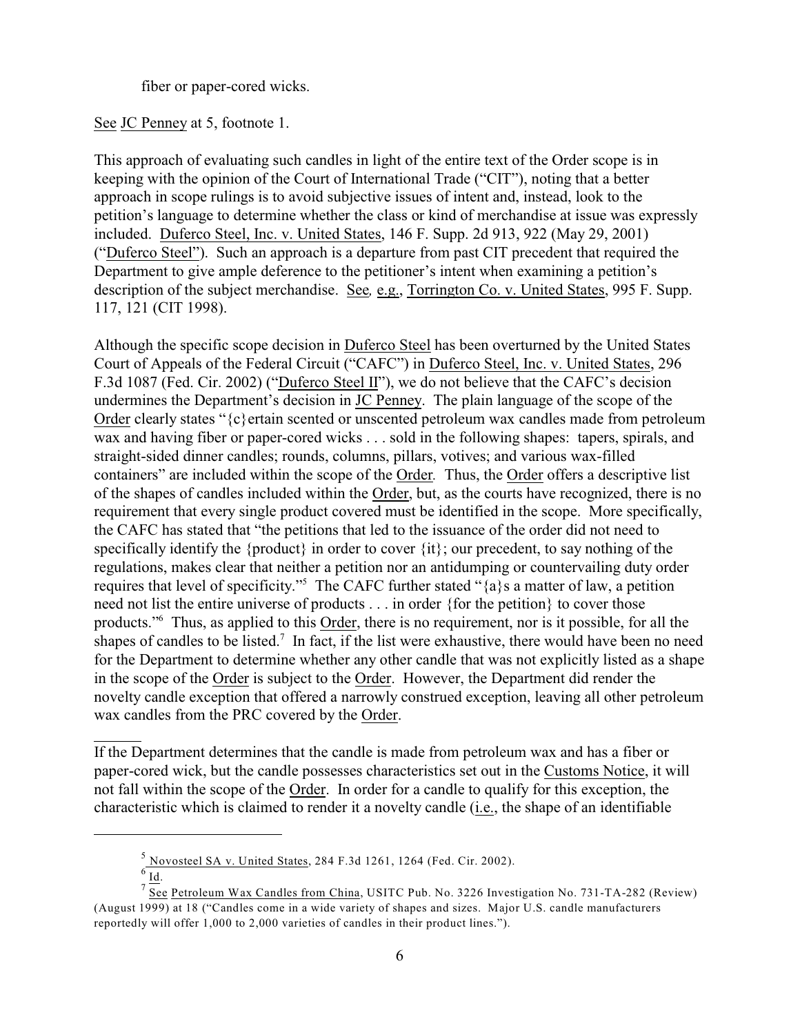fiber or paper-cored wicks.

See JC Penney at 5, footnote 1.

This approach of evaluating such candles in light of the entire text of the Order scope is in keeping with the opinion of the Court of International Trade ("CIT"), noting that a better approach in scope rulings is to avoid subjective issues of intent and, instead, look to the petition's language to determine whether the class or kind of merchandise at issue was expressly included. Duferco Steel, Inc. v. United States, 146 F. Supp. 2d 913, 922 (May 29, 2001) ("Duferco Steel"). Such an approach is a departure from past CIT precedent that required the Department to give ample deference to the petitioner's intent when examining a petition's description of the subject merchandise. See, e.g., Torrington Co. v. United States, 995 F. Supp. 117, 121 (CIT 1998).

Although the specific scope decision in Duferco Steel has been overturned by the United States Court of Appeals of the Federal Circuit ("CAFC") in Duferco Steel, Inc. v. United States, 296 F.3d 1087 (Fed. Cir. 2002) ("Duferco Steel II"), we do not believe that the CAFC's decision undermines the Department's decision in JC Penney. The plain language of the scope of the Order clearly states "{c}ertain scented or unscented petroleum wax candles made from petroleum wax and having fiber or paper-cored wicks . . . sold in the following shapes: tapers, spirals, and straight-sided dinner candles; rounds, columns, pillars, votives; and various wax-filled containers" are included within the scope of the Order. Thus, the Order offers a descriptive list of the shapes of candles included within the Order, but, as the courts have recognized, there is no requirement that every single product covered must be identified in the scope. More specifically, the CAFC has stated that "the petitions that led to the issuance of the order did not need to specifically identify the {product} in order to cover {it}; our precedent, to say nothing of the regulations, makes clear that neither a petition nor an antidumping or countervailing duty order requires that level of specificity."[5] The CAFC further stated "{a}s a matter of law, a petition need not list the entire universe of products . . . in order {for the petition} to cover those products."[6] Thus, as applied to this Order, there is no requirement, nor is it possible, for all the shapes of candles to be listed.[7] In fact, if the list were exhaustive, there would have been no need for the Department to determine whether any other candle that was not explicitly listed as a shape in the scope of the Order is subject to the Order. However, the Department did render the novelty candle exception that offered a narrowly construed exception, leaving all other petroleum wax candles from the PRC covered by the Order.

If the Department determines that the candle is made from petroleum wax and has a fiber or paper-cored wick, but the candle possesses characteristics set out in the Customs Notice, it will not fall within the scope of the Order. In order for a candle to qualify for this exception, the characteristic which is claimed to render it a novelty candle (i.e., the shape of an identifiable

[5] Novosteel SA v. United States, 284 F.3d 1261, 1264 (Fed. Cir. 2002).

[6] Id.

[7] See Petroleum Wax Candles from China, USITC Pub. No. 3226 Investigation No. 731-TA-282 (Review) (August 1999) at 18 ("Candles come in a wide variety of shapes and sizes. Major U.S. candle manufacturers reportedly will offer 1,000 to 2,000 varieties of candles in their product lines.").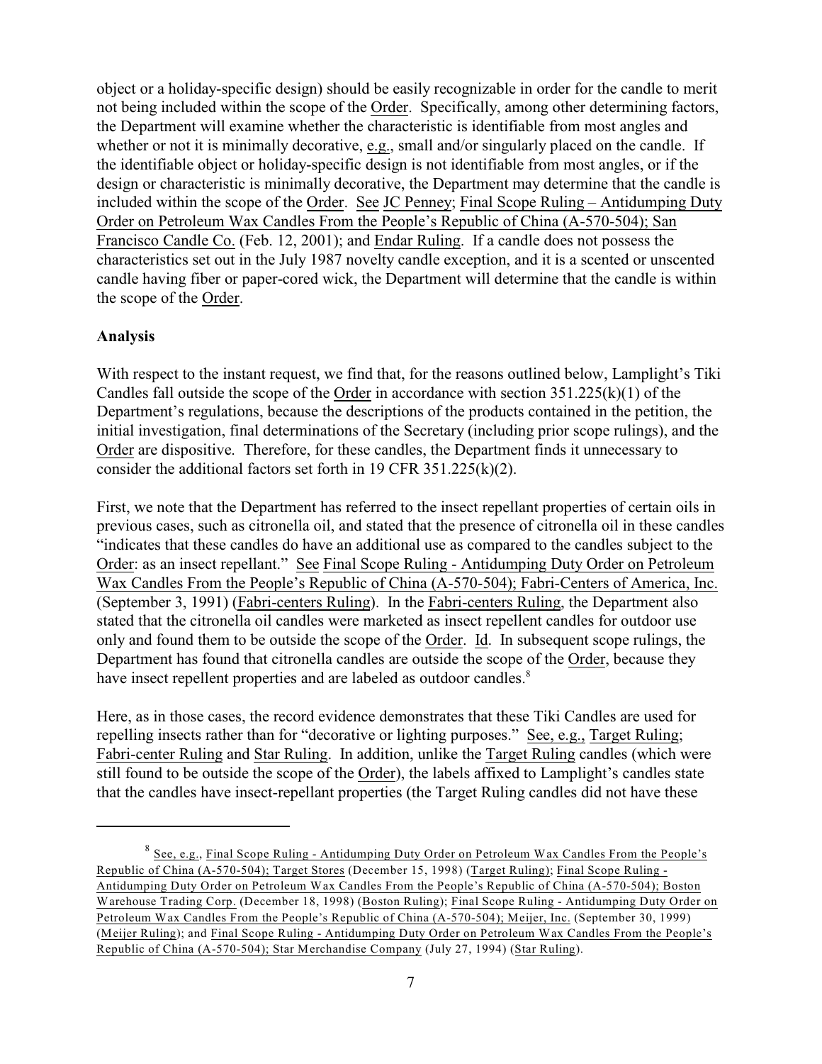object or a holiday-specific design) should be easily recognizable in order for the candle to merit not being included within the scope of the Order. Specifically, among other determining factors, the Department will examine whether the characteristic is identifiable from most angles and whether or not it is minimally decorative, e.g., small and/or singularly placed on the candle. If the identifiable object or holiday-specific design is not identifiable from most angles, or if the design or characteristic is minimally decorative, the Department may determine that the candle is included within the scope of the Order. See JC Penney; Final Scope Ruling – Antidumping Duty Order on Petroleum Wax Candles From the People's Republic of China (A-570-504); San Francisco Candle Co. (Feb. 12, 2001); and Endar Ruling. If a candle does not possess the characteristics set out in the July 1987 novelty candle exception, and it is a scented or unscented candle having fiber or paper-cored wick, the Department will determine that the candle is within the scope of the Order.

**Analysis**

With respect to the instant request, we find that, for the reasons outlined below, Lamplight's Tiki Candles fall outside the scope of the Order in accordance with section 351.225(k)(1) of the Department's regulations, because the descriptions of the products contained in the petition, the initial investigation, final determinations of the Secretary (including prior scope rulings), and the Order are dispositive. Therefore, for these candles, the Department finds it unnecessary to consider the additional factors set forth in 19 CFR 351.225(k)(2).

First, we note that the Department has referred to the insect repellant properties of certain oils in previous cases, such as citronella oil, and stated that the presence of citronella oil in these candles "indicates that these candles do have an additional use as compared to the candles subject to the Order: as an insect repellant." See Final Scope Ruling - Antidumping Duty Order on Petroleum Wax Candles From the People's Republic of China (A-570-504); Fabri-Centers of America, Inc. (September 3, 1991) (Fabri-centers Ruling). In the Fabri-centers Ruling, the Department also stated that the citronella oil candles were marketed as insect repellent candles for outdoor use only and found them to be outside the scope of the Order. Id. In subsequent scope rulings, the Department has found that citronella candles are outside the scope of the Order, because they have insect repellent properties and are labeled as outdoor candles.[8]

Here, as in those cases, the record evidence demonstrates that these Tiki Candles are used for repelling insects rather than for "decorative or lighting purposes." See, e.g., Target Ruling; Fabri-center Ruling and Star Ruling. In addition, unlike the Target Ruling candles (which were still found to be outside the scope of the Order), the labels affixed to Lamplight's candles state that the candles have insect-repellant properties (the Target Ruling candles did not have these

---

[8] See, e.g., Final Scope Ruling - Antidumping Duty Order on Petroleum Wax Candles From the People's Republic of China (A-570-504); Target Stores (December 15, 1998) (Target Ruling); Final Scope Ruling - Antidumping Duty Order on Petroleum Wax Candles From the People's Republic of China (A-570-504); Boston Warehouse Trading Corp. (December 18, 1998) (Boston Ruling); Final Scope Ruling - Antidumping Duty Order on Petroleum Wax Candles From the People's Republic of China (A-570-504); Meijer, Inc. (September 30, 1999) (Meijer Ruling); and Final Scope Ruling - Antidumping Duty Order on Petroleum Wax Candles From the People's Republic of China (A-570-504); Star Merchandise Company (July 27, 1994) (Star Ruling).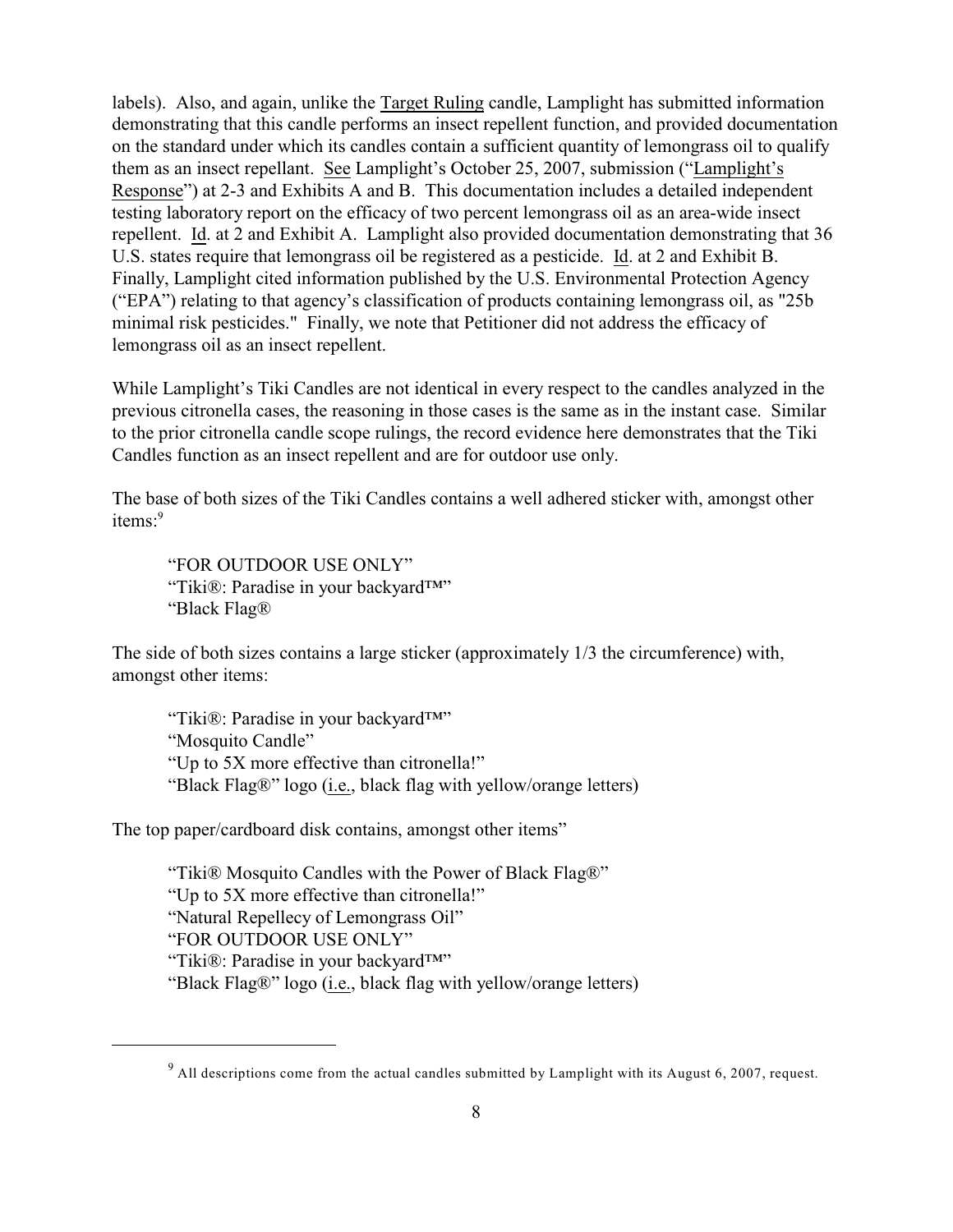labels). Also, and again, unlike the Target Ruling candle, Lamplight has submitted information demonstrating that this candle performs an insect repellent function, and provided documentation on the standard under which its candles contain a sufficient quantity of lemongrass oil to qualify them as an insect repellant. See Lamplight's October 25, 2007, submission ("Lamplight's Response") at 2-3 and Exhibits A and B. This documentation includes a detailed independent testing laboratory report on the efficacy of two percent lemongrass oil as an area-wide insect repellent. Id. at 2 and Exhibit A. Lamplight also provided documentation demonstrating that 36 U.S. states require that lemongrass oil be registered as a pesticide. Id. at 2 and Exhibit B. Finally, Lamplight cited information published by the U.S. Environmental Protection Agency ("EPA") relating to that agency's classification of products containing lemongrass oil, as "25b minimal risk pesticides." Finally, we note that Petitioner did not address the efficacy of lemongrass oil as an insect repellent.

While Lamplight's Tiki Candles are not identical in every respect to the candles analyzed in the previous citronella cases, the reasoning in those cases is the same as in the instant case. Similar to the prior citronella candle scope rulings, the record evidence here demonstrates that the Tiki Candles function as an insect repellent and are for outdoor use only.

The base of both sizes of the Tiki Candles contains a well adhered sticker with, amongst other items:[9]

> "FOR OUTDOOR USE ONLY"
> "Tiki®: Paradise in your backyard™"
> "Black Flag®

The side of both sizes contains a large sticker (approximately 1/3 the circumference) with, amongst other items:

> "Tiki®: Paradise in your backyard™"
> "Mosquito Candle"
> "Up to 5X more effective than citronella!"
> "Black Flag®" logo (i.e., black flag with yellow/orange letters)

The top paper/cardboard disk contains, amongst other items"

> "Tiki® Mosquito Candles with the Power of Black Flag®"
> "Up to 5X more effective than citronella!"
> "Natural Repellecy of Lemongrass Oil"
> "FOR OUTDOOR USE ONLY"
> "Tiki®: Paradise in your backyard™"
> "Black Flag®" logo (i.e., black flag with yellow/orange letters)

---

[9] All descriptions come from the actual candles submitted by Lamplight with its August 6, 2007, request.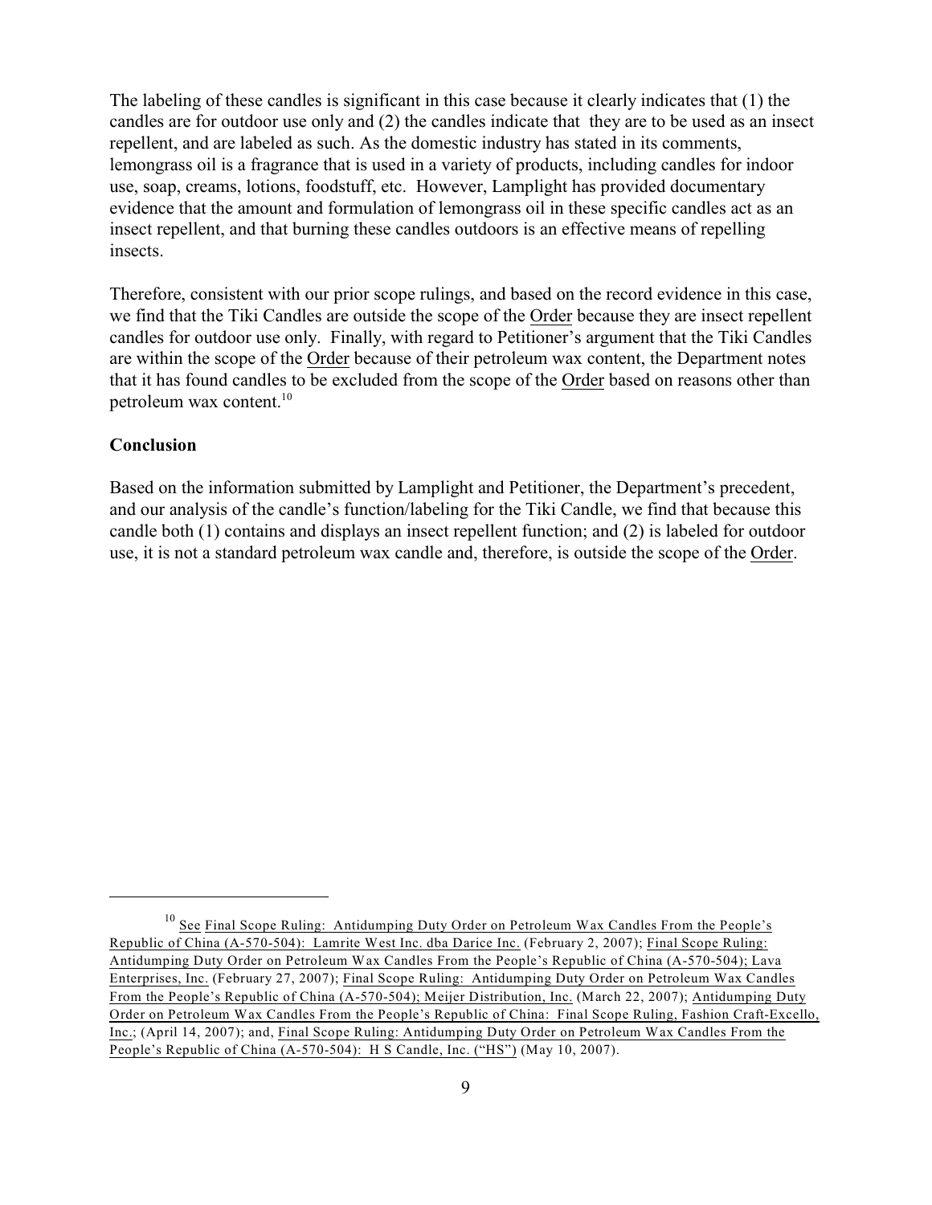The labeling of these candles is significant in this case because it clearly indicates that (1) the candles are for outdoor use only and (2) the candles indicate that they are to be used as an insect repellent, and are labeled as such. As the domestic industry has stated in its comments, lemongrass oil is a fragrance that is used in a variety of products, including candles for indoor use, soap, creams, lotions, foodstuff, etc. However, Lamplight has provided documentary evidence that the amount and formulation of lemongrass oil in these specific candles act as an insect repellent, and that burning these candles outdoors is an effective means of repelling insects.

Therefore, consistent with our prior scope rulings, and based on the record evidence in this case, we find that the Tiki Candles are outside the scope of the Order because they are insect repellent candles for outdoor use only. Finally, with regard to Petitioner's argument that the Tiki Candles are within the scope of the Order because of their petroleum wax content, the Department notes that it has found candles to be excluded from the scope of the Order based on reasons other than petroleum wax content.[10]

**Conclusion**

Based on the information submitted by Lamplight and Petitioner, the Department's precedent, and our analysis of the candle's function/labeling for the Tiki Candle, we find that because this candle both (1) contains and displays an insect repellent function; and (2) is labeled for outdoor use, it is not a standard petroleum wax candle and, therefore, is outside the scope of the Order.

---

[10] See Final Scope Ruling: Antidumping Duty Order on Petroleum Wax Candles From the People's Republic of China (A-570-504): Lamrite West Inc. dba Darice Inc. (February 2, 2007); Final Scope Ruling: Antidumping Duty Order on Petroleum Wax Candles From the People's Republic of China (A-570-504); Lava Enterprises, Inc. (February 27, 2007); Final Scope Ruling: Antidumping Duty Order on Petroleum Wax Candles From the People's Republic of China (A-570-504); Meijer Distribution, Inc. (March 22, 2007); Antidumping Duty Order on Petroleum Wax Candles From the People's Republic of China: Final Scope Ruling, Fashion Craft-Excello, Inc.; (April 14, 2007); and, Final Scope Ruling: Antidumping Duty Order on Petroleum Wax Candles From the People's Republic of China (A-570-504): H S Candle, Inc. ("HS") (May 10, 2007).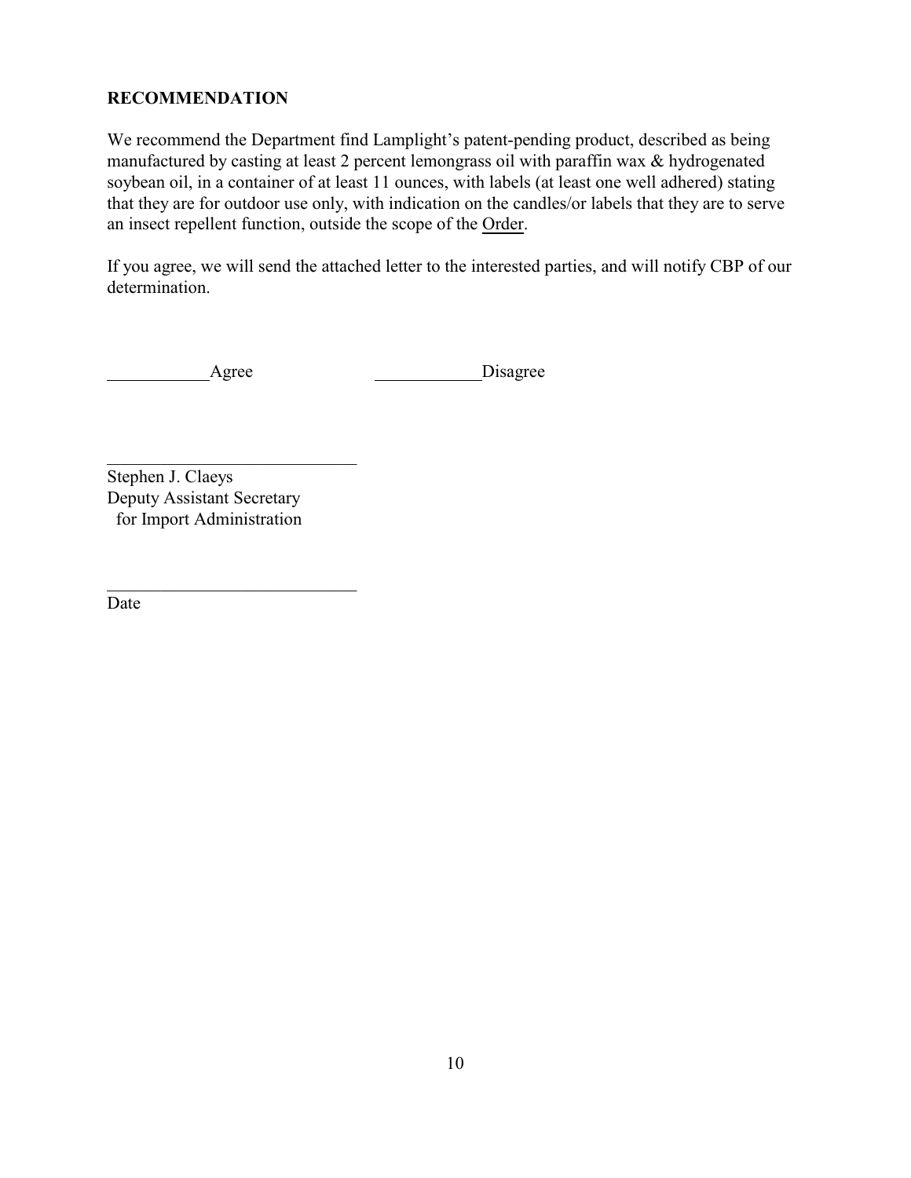**RECOMMENDATION**

We recommend the Department find Lamplight's patent-pending product, described as being manufactured by casting at least 2 percent lemongrass oil with paraffin wax & hydrogenated soybean oil, in a container of at least 11 ounces, with labels (at least one well adhered) stating that they are for outdoor use only, with indication on the candles/or labels that they are to serve an insect repellent function, outside the scope of the Order.

If you agree, we will send the attached letter to the interested parties, and will notify CBP of our determination.

\_\_\_\_\_\_\_\_\_\_\_\_Agree　　　　\_\_\_\_\_\_\_\_\_\_\_\_Disagree

\_\_\_\_\_\_\_\_\_\_\_\_\_\_\_\_\_\_\_\_\_\_\_\_\_\_\_\_\_\_

Stephen J. Claeys
Deputy Assistant Secretary
for Import Administration

\_\_\_\_\_\_\_\_\_\_\_\_\_\_\_\_\_\_\_\_\_\_\_\_\_\_\_\_\_\_

Date